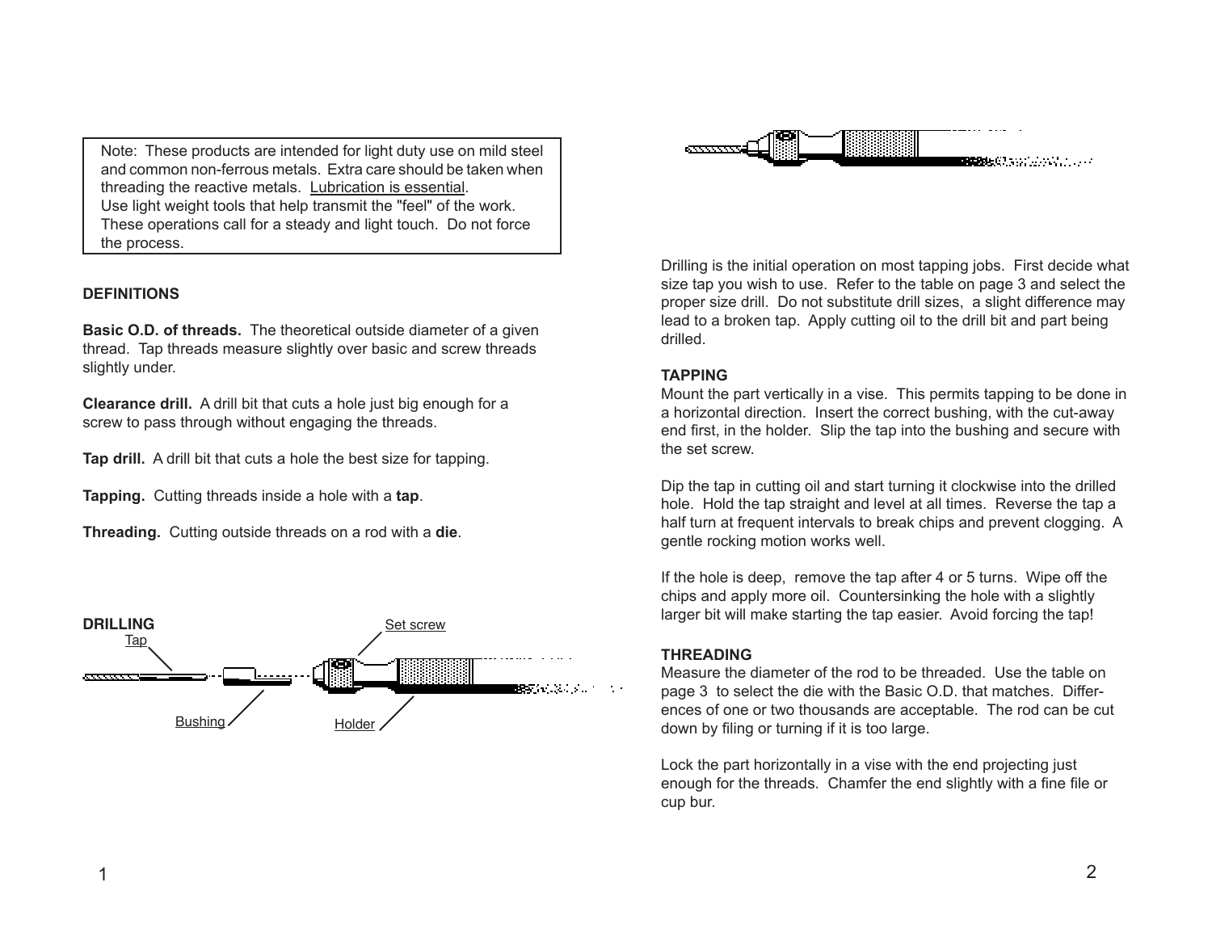> Note: These products are intended for light duty use on mild steel and common non-ferrous metals. Extra care should be taken when threading the reactive metals. Lubrication is essential.
> Use light weight tools that help transmit the "feel" of the work. These operations call for a steady and light touch. Do not force the process.

## DEFINITIONS

**Basic O.D. of threads.** The theoretical outside diameter of a given thread. Tap threads measure slightly over basic and screw threads slightly under.

**Clearance drill.** A drill bit that cuts a hole just big enough for a screw to pass through without engaging the threads.

**Tap drill.** A drill bit that cuts a hole the best size for tapping.

**Tapping.** Cutting threads inside a hole with a **tap**.

**Threading.** Cutting outside threads on a rod with a **die**.

## DRILLING

Tap

Set screw

Bushing

Holder

Drilling is the initial operation on most tapping jobs. First decide what size tap you wish to use. Refer to the table on page 3 and select the proper size drill. Do not substitute drill sizes, a slight difference may lead to a broken tap. Apply cutting oil to the drill bit and part being drilled.

## TAPPING

Mount the part vertically in a vise. This permits tapping to be done in a horizontal direction. Insert the correct bushing, with the cut-away end first, in the holder. Slip the tap into the bushing and secure with the set screw.

Dip the tap in cutting oil and start turning it clockwise into the drilled hole. Hold the tap straight and level at all times. Reverse the tap a half turn at frequent intervals to break chips and prevent clogging. A gentle rocking motion works well.

If the hole is deep, remove the tap after 4 or 5 turns. Wipe off the chips and apply more oil. Countersinking the hole with a slightly larger bit will make starting the tap easier. Avoid forcing the tap!

## THREADING

Measure the diameter of the rod to be threaded. Use the table on page 3 to select the die with the Basic O.D. that matches. Differences of one or two thousands are acceptable. The rod can be cut down by filing or turning if it is too large.

Lock the part horizontally in a vise with the end projecting just enough for the threads. Chamfer the end slightly with a fine file or cup bur.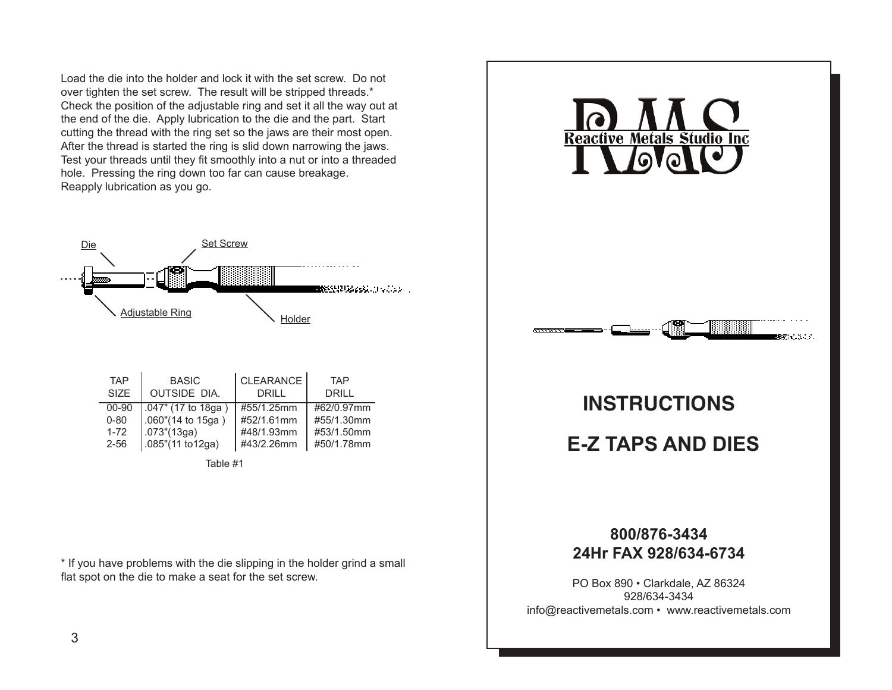Load the die into the holder and lock it with the set screw. Do not over tighten the set screw. The result will be stripped threads.* Check the position of the adjustable ring and set it all the way out at the end of the die. Apply lubrication to the die and the part. Start cutting the thread with the ring set so the jaws are their most open. After the thread is started the ring is slid down narrowing the jaws. Test your threads until they fit smoothly into a nut or into a threaded hole. Pressing the ring down too far can cause breakage. Reapply lubrication as you go.

Die

Set Screw

Adjustable Ring

Holder

| TAP SIZE | BASIC OUTSIDE DIA. | CLEARANCE DRILL | TAP DRILL |
|---|---|---|---|
| 00-90 | .047" (17 to 18ga ) | #55/1.25mm | #62/0.97mm |
| 0-80 | .060"(14 to 15ga ) | #52/1.61mm | #55/1.30mm |
| 1-72 | .073"(13ga) | #48/1.93mm | #53/1.50mm |
| 2-56 | .085"(11 to12ga) | #43/2.26mm | #50/1.78mm |

Table #1

* If you have problems with the die slipping in the holder grind a small flat spot on the die to make a seat for the set screw.

RMS
Reactive Metals Studio Inc

# INSTRUCTIONS

# E-Z TAPS AND DIES

**800/876-3434**
**24Hr FAX 928/634-6734**

PO Box 890 • Clarkdale, AZ 86324
928/634-3434
info@reactivemetals.com • www.reactivemetals.com